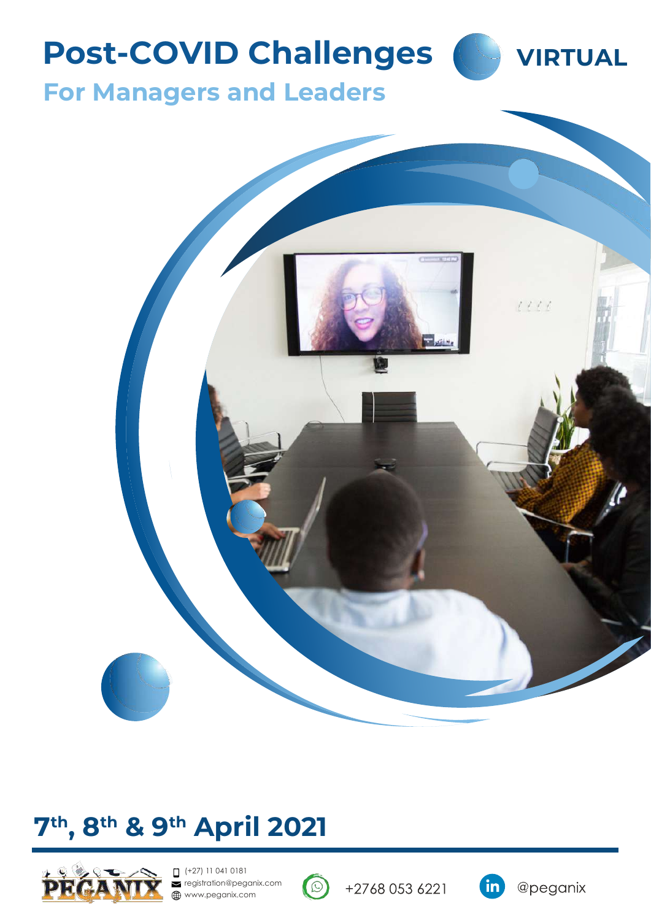# Post-COVID Challenges

VIRTUAL

## For Managers and Leaders

## 7th, 8th & 9th April 2021

(+27) 11 041 0181
registration@peganix.com
www.peganix.com

+2768 053 6221

@peganix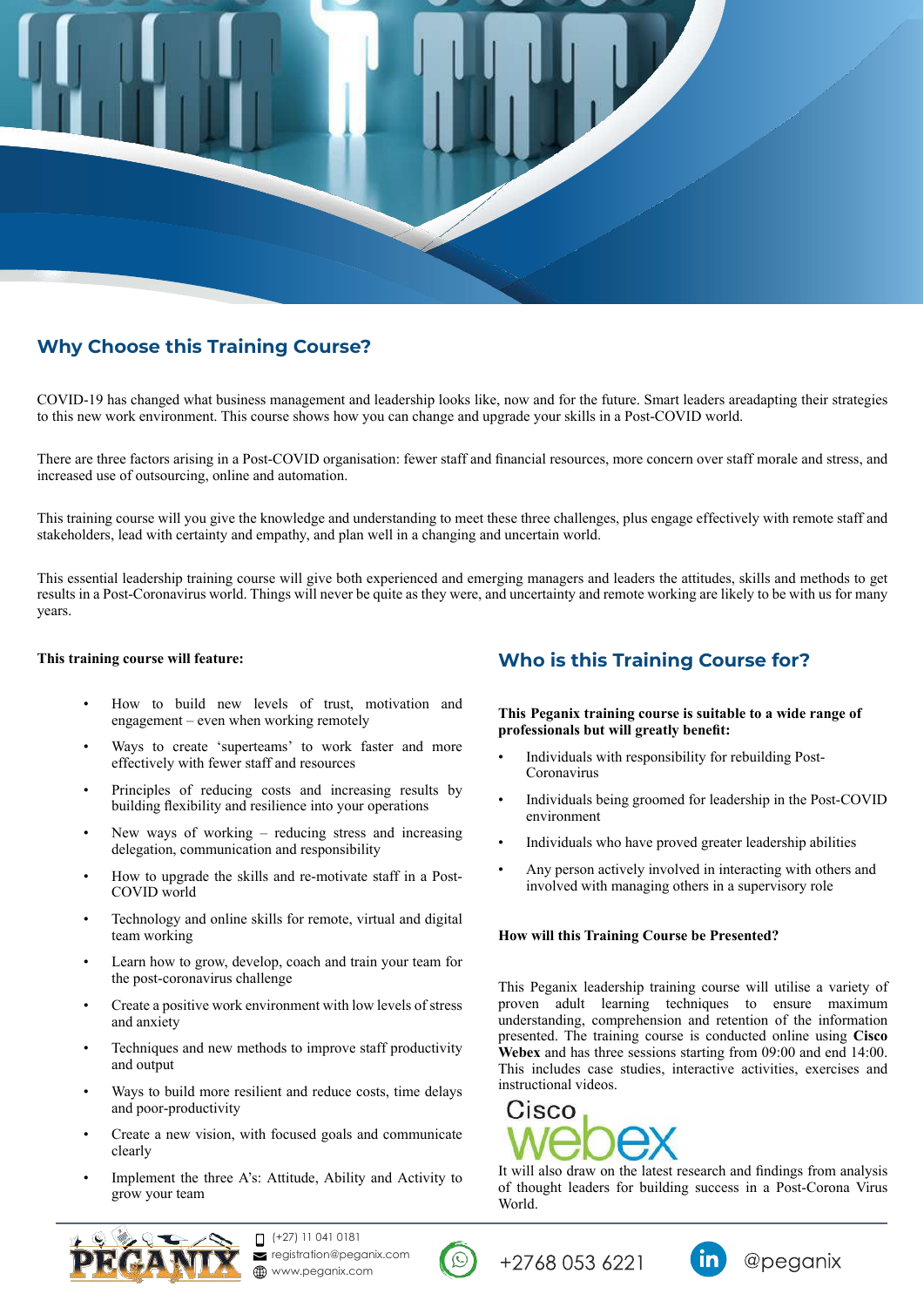## Why Choose this Training Course?

COVID-19 has changed what business management and leadership looks like, now and for the future. Smart leaders areadapting their strategies to this new work environment. This course shows how you can change and upgrade your skills in a Post-COVID world.

There are three factors arising in a Post-COVID organisation: fewer staff and financial resources, more concern over staff morale and stress, and increased use of outsourcing, online and automation.

This training course will you give the knowledge and understanding to meet these three challenges, plus engage effectively with remote staff and stakeholders, lead with certainty and empathy, and plan well in a changing and uncertain world.

This essential leadership training course will give both experienced and emerging managers and leaders the attitudes, skills and methods to get results in a Post-Coronavirus world. Things will never be quite as they were, and uncertainty and remote working are likely to be with us for many years.

**This training course will feature:**

- How to build new levels of trust, motivation and engagement – even when working remotely
- Ways to create 'superteams' to work faster and more effectively with fewer staff and resources
- Principles of reducing costs and increasing results by building flexibility and resilience into your operations
- New ways of working – reducing stress and increasing delegation, communication and responsibility
- How to upgrade the skills and re-motivate staff in a Post-COVID world
- Technology and online skills for remote, virtual and digital team working
- Learn how to grow, develop, coach and train your team for the post-coronavirus challenge
- Create a positive work environment with low levels of stress and anxiety
- Techniques and new methods to improve staff productivity and output
- Ways to build more resilient and reduce costs, time delays and poor-productivity
- Create a new vision, with focused goals and communicate clearly
- Implement the three A's: Attitude, Ability and Activity to grow your team

## Who is this Training Course for?

**This Peganix training course is suitable to a wide range of professionals but will greatly benefit:**

- Individuals with responsibility for rebuilding Post-Coronavirus
- Individuals being groomed for leadership in the Post-COVID environment
- Individuals who have proved greater leadership abilities
- Any person actively involved in interacting with others and involved with managing others in a supervisory role

**How will this Training Course be Presented?**

This Peganix leadership training course will utilise a variety of proven adult learning techniques to ensure maximum understanding, comprehension and retention of the information presented. The training course is conducted online using **Cisco Webex** and has three sessions starting from 09:00 and end 14:00. This includes case studies, interactive activities, exercises and instructional videos.

Cisco webex

It will also draw on the latest research and findings from analysis of thought leaders for building success in a Post-Corona Virus World.

(+27) 11 041 0181
registration@peganix.com
www.peganix.com
+2768 053 6221
@peganix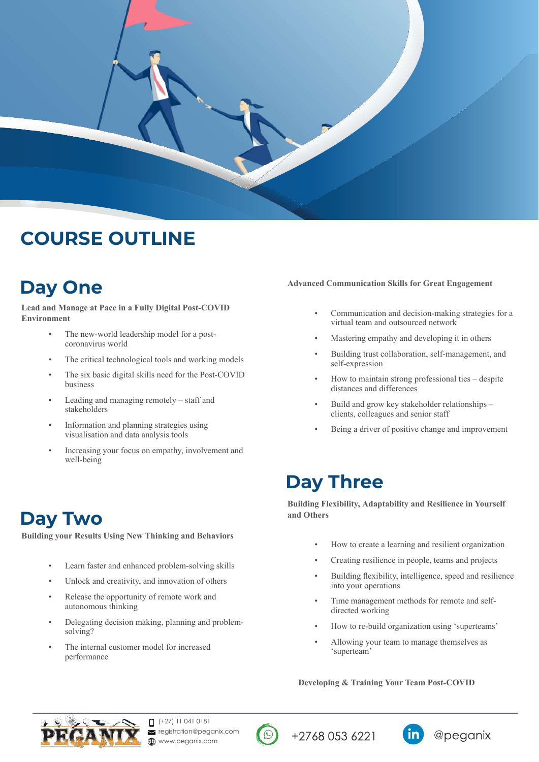# COURSE OUTLINE

## Day One

**Lead and Manage at Pace in a Fully Digital Post-COVID Environment**

- The new-world leadership model for a post-coronavirus world
- The critical technological tools and working models
- The six basic digital skills need for the Post-COVID business
- Leading and managing remotely – staff and stakeholders
- Information and planning strategies using visualisation and data analysis tools
- Increasing your focus on empathy, involvement and well-being

## Day Two

**Building your Results Using New Thinking and Behaviors**

- Learn faster and enhanced problem-solving skills
- Unlock and creativity, and innovation of others
- Release the opportunity of remote work and autonomous thinking
- Delegating decision making, planning and problem-solving?
- The internal customer model for increased performance

**Advanced Communication Skills for Great Engagement**

- Communication and decision-making strategies for a virtual team and outsourced network
- Mastering empathy and developing it in others
- Building trust collaboration, self-management, and self-expression
- How to maintain strong professional ties – despite distances and differences
- Build and grow key stakeholder relationships – clients, colleagues and senior staff
- Being a driver of positive change and improvement

## Day Three

**Building Flexibility, Adaptability and Resilience in Yourself and Others**

- How to create a learning and resilient organization
- Creating resilience in people, teams and projects
- Building flexibility, intelligence, speed and resilience into your operations
- Time management methods for remote and self-directed working
- How to re-build organization using 'superteams'
- Allowing your team to manage themselves as 'superteam'

**Developing & Training Your Team Post-COVID**

(+27) 11 041 0181
registration@peganix.com
www.peganix.com

+2768 053 6221

@peganix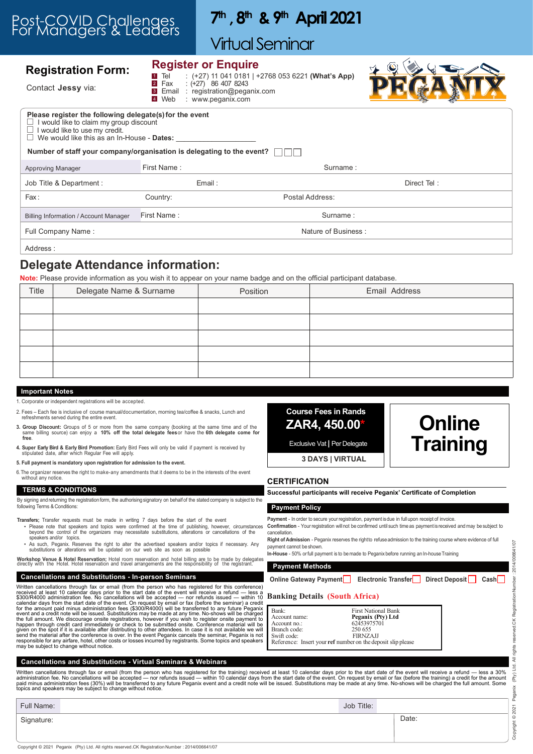# Post-COVID Challenges For Managers & Leaders

## 7th , 8th & 9th April 2021

## Virtual Seminar

## Registration Form:

Contact **Jessy** via:

## Register or Enquire

1. Tel : (+27) 11 041 0181 | +2768 053 6221 **(What's App)**
2. Fax : (+27) 86 407 8243
3. Email : registration@peganix.com
4. Web : www.peganix.com

PEGANIX

**Please register the following delegate(s) for the event**

☐ I would like to claim my group discount
☐ I would like to use my credit.
☐ We would like this as an In-House - **Dates:** ___________________

**Number of staff your company/organisation is delegating to the event?** ☐☐☐

| | | | |
|---|---|---|---|
| Approving Manager | First Name : | Surname : | |
| Job Title & Department : | Email : | | Direct Tel : |
| Fax : | Country: | Postal Address: | |
| Billing Information / Account Manager | First Name : | Surname : | |
| Full Company Name : | | Nature of Business : | |
| Address : | | | |

## Delegate Attendance information:

**Note:** Please provide information as you wish it to appear on your name badge and on the official participant database.

| Title | Delegate Name & Surname | Position | Email Address |
|---|---|---|---|
| | | | |
| | | | |
| | | | |
| | | | |
| | | | |

### Important Notes

1. Corporate or independent registrations will be accepted.
2. Fees – Each fee is inclusive of course manual/documentation, morning tea/coffee & snacks, Lunch and refreshments served during the entire event.
3. **Group Discount:** Groups of 5 or more from the same company (booking at the same time and of the same billing source) can enjoy a **10% off the total delegate fees** or have the **6th delegate come for free**.
4. **Super Early Bird & Early Bird Promotion:** Early Bird Fees will only be valid if payment is received by stipulated date, after which Regular Fee will apply.
5. **Full payment is mandatory upon registration for admission to the event.**
6. The organizer reserves the right to make-any amendments that it deems to be in the interests of the event without any notice.

**Course Fees in Rands**
**ZAR4, 450.00***
Exclusive Vat | Per Delegate
**3 DAYS | VIRTUAL**

**Online Training**

### TERMS & CONDITIONS

By signing and returning the registration form, the authorising signatory on behalf of the stated company is subject to the following Terms & Conditions:

**Transfers;** Transfer requests must be made in writing 7 days before the start of the event

- Please note that speakers and topics were confirmed at the time of publishing, however, circumstances beyond the control of the organizers may necessitate substitutions, alterations or cancellations of the speakers and/or topics.
- As such, Peganix. Reserves the right to alter the advertised speakers and/or topics if necessary. Any substitutions or alterations will be updated on our web site as soon as possible

**Workshop Venue & Hotel Reservation;** Hotel room reservation and hotel billing are to be made by delegates directly with the Hotel. Hotel reservation and travel arrangements are the responsibility of the registrant.

### CERTIFICATION

**Successful participants will receive Peganix' Certificate of Completion**

### Payment Policy

**Payment** - In order to secure your registration, payment is due in full upon receipt of invoice.
**Confirmation** - Your registration will not be confirmed until such time as payment is received and may be subject to cancellation.
**Right of Admission** - Peganix reserves the right to refuse admission to the training course where evidence of full payment cannot be shown.
**In-House** - 50% or full payment is to be made to Peganix before running an In-house Training

### Cancellations and Substitutions - In-person Seminars

Written cancellations through fax or email (from the person who has registered for this conference) received at least 10 calendar days prior to the start date of the event will receive a refund — less a $300/R4000 administration fee. No cancellations will be accepted — nor refunds issued — within 10 calendar days from the start date of the event. On request by email or fax (before the seminar) a credit for the amount paid minus administration fees ($300/R4000) will be transferred to any future Peganix event and a credit note will be issued. Substitutions may be made at any time. No-shows will be charged the full amount. We discourage onsite registrations, however if you wish to register onsite payment to happen through credit card immediately or check to be submitted onsite. Conference material will be given on the spot if it is available after distributing to other attendees. In case it is not available we will send the material after the conference is over. In the event Peganix cancels the seminar, Peganix is not responsible for any airfare, hotel, other costs or losses incurred by registrants. Some topics and speakers may be subject to change without notice.

### Payment Methods

**Online Gateway Payment** ☐ **Electronic Transfer** ☐ **Direct Deposit** ☐ **Cash** ☐

**Banking Details (South Africa)**

| | |
|---|---|
| Bank: | First National Bank |
| Account name: | **Peganix (Pty) Ltd** |
| Account no.: | 62453975701 |
| Branch code: | 250 655 |
| Swift code: | FIRNZAJJ |
| Reference: Insert your **ref** number on the deposit slip please | |

### Cancellations and Substitutions - Virtual Seminars & Webinars

Written cancellations through fax or email (from the person who has registered for the training) received at least 10 calendar days prior to the start date of the event will receive a refund — less a 30% administration fee. No cancellations will be accepted — nor refunds issued — within 10 calendar days from the start date of the event. On request by email or fax (before the training) a credit for the amount paid minus administration fees (30%) will be transferred to any future Peganix event and a credit note will be issued. Substitutions may be made at any time. No-shows will be charged the full amount. Some topics and speakers may be subject to change without notice.

| | | | |
|---|---|---|---|
| Full Name: | | Job Title: | |
| Signature: | | | Date: |

Copyright © 2021 Peganix (Pty) Ltd. All rights reserved.CK Registration Number : 2014/006641/07